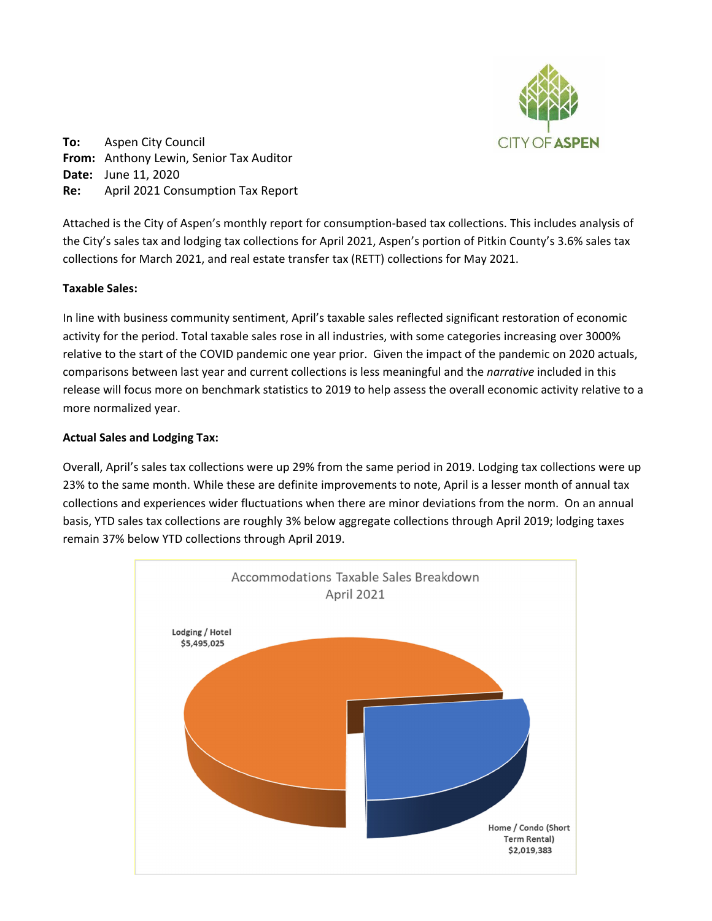**To:** Aspen City Council
**From:** Anthony Lewin, Senior Tax Auditor
**Date:** June 11, 2020
**Re:** April 2021 Consumption Tax Report

Attached is the City of Aspen's monthly report for consumption-based tax collections. This includes analysis of the City's sales tax and lodging tax collections for April 2021, Aspen's portion of Pitkin County's 3.6% sales tax collections for March 2021, and real estate transfer tax (RETT) collections for May 2021.

**Taxable Sales:**

In line with business community sentiment, April's taxable sales reflected significant restoration of economic activity for the period. Total taxable sales rose in all industries, with some categories increasing over 3000% relative to the start of the COVID pandemic one year prior. Given the impact of the pandemic on 2020 actuals, comparisons between last year and current collections is less meaningful and the *narrative* included in this release will focus more on benchmark statistics to 2019 to help assess the overall economic activity relative to a more normalized year.

**Actual Sales and Lodging Tax:**

Overall, April's sales tax collections were up 29% from the same period in 2019. Lodging tax collections were up 23% to the same month. While these are definite improvements to note, April is a lesser month of annual tax collections and experiences wider fluctuations when there are minor deviations from the norm. On an annual basis, YTD sales tax collections are roughly 3% below aggregate collections through April 2019; lodging taxes remain 37% below YTD collections through April 2019.

Accommodations Taxable Sales Breakdown
April 2021

Lodging / Hotel
$5,495,025

Home / Condo (Short Term Rental)
$2,019,383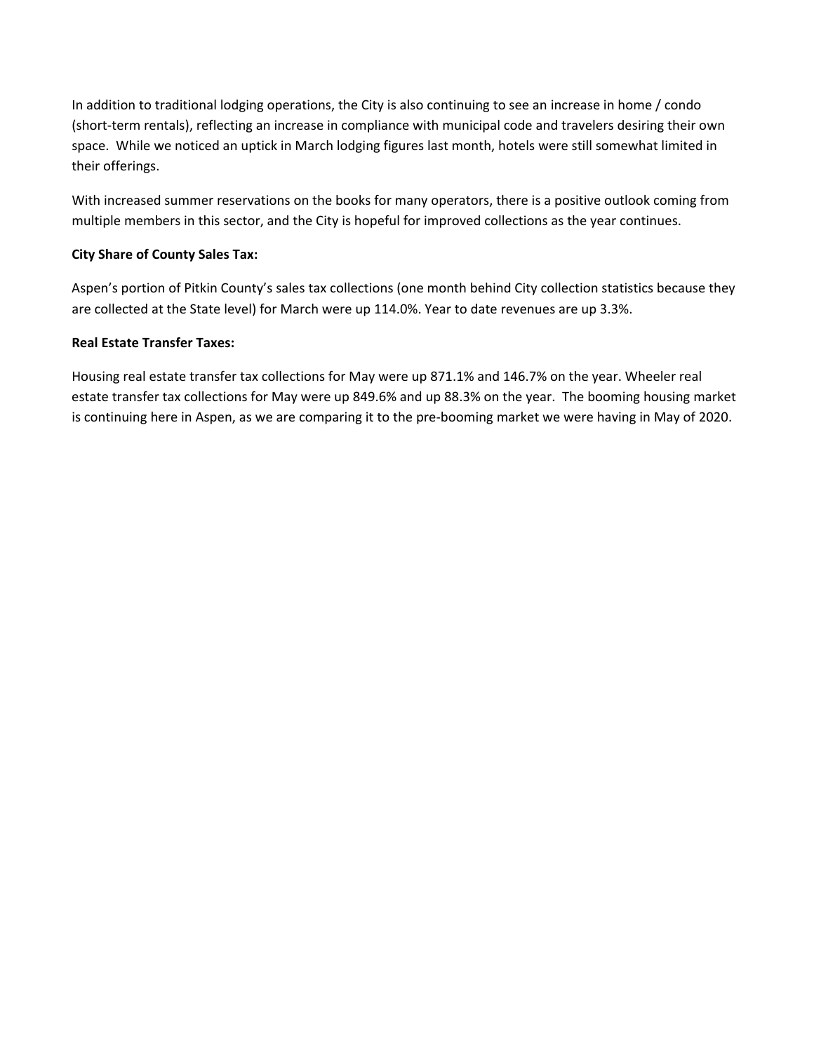In addition to traditional lodging operations, the City is also continuing to see an increase in home / condo (short-term rentals), reflecting an increase in compliance with municipal code and travelers desiring their own space. While we noticed an uptick in March lodging figures last month, hotels were still somewhat limited in their offerings.

With increased summer reservations on the books for many operators, there is a positive outlook coming from multiple members in this sector, and the City is hopeful for improved collections as the year continues.

**City Share of County Sales Tax:**

Aspen's portion of Pitkin County's sales tax collections (one month behind City collection statistics because they are collected at the State level) for March were up 114.0%. Year to date revenues are up 3.3%.

**Real Estate Transfer Taxes:**

Housing real estate transfer tax collections for May were up 871.1% and 146.7% on the year. Wheeler real estate transfer tax collections for May were up 849.6% and up 88.3% on the year. The booming housing market is continuing here in Aspen, as we are comparing it to the pre-booming market we were having in May of 2020.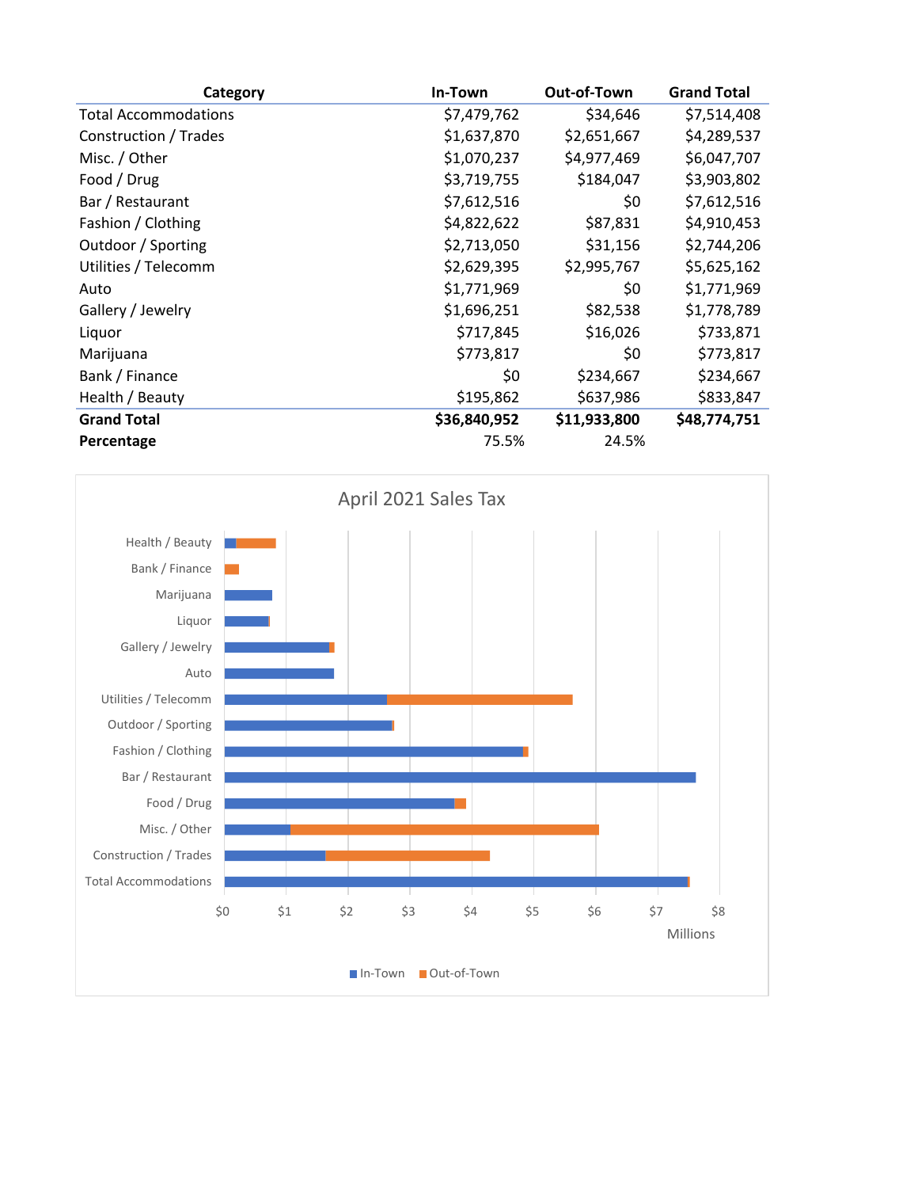| Category | In-Town | Out-of-Town | Grand Total |
|---|---|---|---|
| Total Accommodations | $7,479,762 | $34,646 | $7,514,408 |
| Construction / Trades | $1,637,870 | $2,651,667 | $4,289,537 |
| Misc. / Other | $1,070,237 | $4,977,469 | $6,047,707 |
| Food / Drug | $3,719,755 | $184,047 | $3,903,802 |
| Bar / Restaurant | $7,612,516 | $0 | $7,612,516 |
| Fashion / Clothing | $4,822,622 | $87,831 | $4,910,453 |
| Outdoor / Sporting | $2,713,050 | $31,156 | $2,744,206 |
| Utilities / Telecomm | $2,629,395 | $2,995,767 | $5,625,162 |
| Auto | $1,771,969 | $0 | $1,771,969 |
| Gallery / Jewelry | $1,696,251 | $82,538 | $1,778,789 |
| Liquor | $717,845 | $16,026 | $733,871 |
| Marijuana | $773,817 | $0 | $773,817 |
| Bank / Finance | $0 | $234,667 | $234,667 |
| Health / Beauty | $195,862 | $637,986 | $833,847 |
| **Grand Total** | **$36,840,952** | **$11,933,800** | **$48,774,751** |
| **Percentage** | 75.5% | 24.5% | |

**April 2021 Sales Tax**

| Category | In-Town | Out-of-Town |
|---|---|---|
| Health / Beauty | $195,862 | $637,986 |
| Bank / Finance | $0 | $234,667 |
| Marijuana | $773,817 | $0 |
| Liquor | $717,845 | $16,026 |
| Gallery / Jewelry | $1,696,251 | $82,538 |
| Auto | $1,771,969 | $0 |
| Utilities / Telecomm | $2,629,395 | $2,995,767 |
| Outdoor / Sporting | $2,713,050 | $31,156 |
| Fashion / Clothing | $4,822,622 | $87,831 |
| Bar / Restaurant | $7,612,516 | $0 |
| Food / Drug | $3,719,755 | $184,047 |
| Misc. / Other | $1,070,237 | $4,977,469 |
| Construction / Trades | $1,637,870 | $2,651,667 |
| Total Accommodations | $7,479,762 | $34,646 |

Millions ($0 – $8)

In-Town · Out-of-Town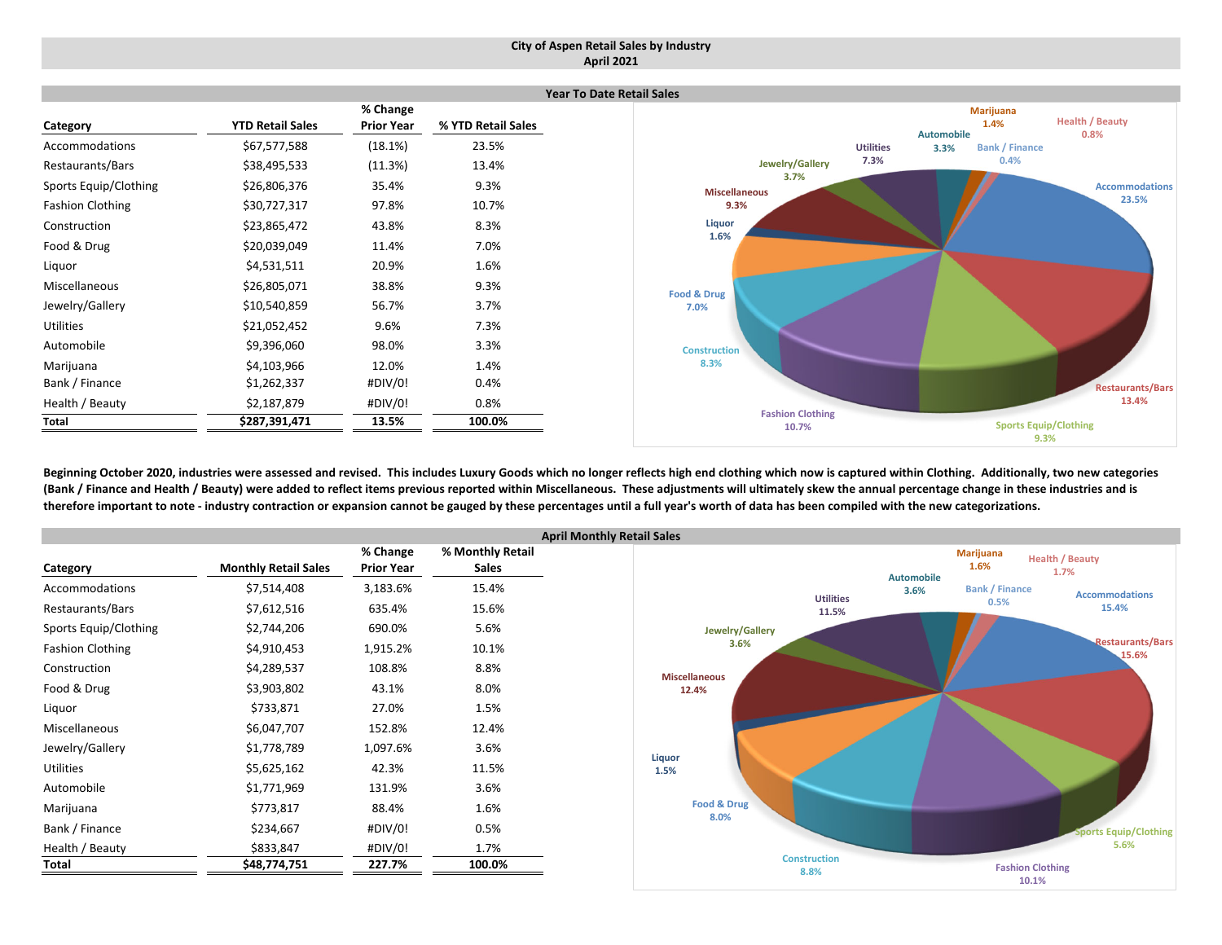# City of Aspen Retail Sales by Industry
## April 2021

### Year To Date Retail Sales

| Category | YTD Retail Sales | % Change Prior Year | % YTD Retail Sales |
|---|---|---|---|
| Accommodations | $67,577,588 | (18.1%) | 23.5% |
| Restaurants/Bars | $38,495,533 | (11.3%) | 13.4% |
| Sports Equip/Clothing | $26,806,376 | 35.4% | 9.3% |
| Fashion Clothing | $30,727,317 | 97.8% | 10.7% |
| Construction | $23,865,472 | 43.8% | 8.3% |
| Food & Drug | $20,039,049 | 11.4% | 7.0% |
| Liquor | $4,531,511 | 20.9% | 1.6% |
| Miscellaneous | $26,805,071 | 38.8% | 9.3% |
| Jewelry/Gallery | $10,540,859 | 56.7% | 3.7% |
| Utilities | $21,052,452 | 9.6% | 7.3% |
| Automobile | $9,396,060 | 98.0% | 3.3% |
| Marijuana | $4,103,966 | 12.0% | 1.4% |
| Bank / Finance | $1,262,337 | #DIV/0! | 0.4% |
| Health / Beauty | $2,187,879 | #DIV/0! | 0.8% |
| **Total** | **$287,391,471** | **13.5%** | **100.0%** |

**Beginning October 2020, industries were assessed and revised. This includes Luxury Goods which no longer reflects high end clothing which now is captured within Clothing. Additionally, two new categories (Bank / Finance and Health / Beauty) were added to reflect items previous reported within Miscellaneous. These adjustments will ultimately skew the annual percentage change in these industries and is therefore important to note - industry contraction or expansion cannot be gauged by these percentages until a full year's worth of data has been compiled with the new categorizations.**

### April Monthly Retail Sales

| Category | Monthly Retail Sales | % Change Prior Year | % Monthly Retail Sales |
|---|---|---|---|
| Accommodations | $7,514,408 | 3,183.6% | 15.4% |
| Restaurants/Bars | $7,612,516 | 635.4% | 15.6% |
| Sports Equip/Clothing | $2,744,206 | 690.0% | 5.6% |
| Fashion Clothing | $4,910,453 | 1,915.2% | 10.1% |
| Construction | $4,289,537 | 108.8% | 8.8% |
| Food & Drug | $3,903,802 | 43.1% | 8.0% |
| Liquor | $733,871 | 27.0% | 1.5% |
| Miscellaneous | $6,047,707 | 152.8% | 12.4% |
| Jewelry/Gallery | $1,778,789 | 1,097.6% | 3.6% |
| Utilities | $5,625,162 | 42.3% | 11.5% |
| Automobile | $1,771,969 | 131.9% | 3.6% |
| Marijuana | $773,817 | 88.4% | 1.6% |
| Bank / Finance | $234,667 | #DIV/0! | 0.5% |
| Health / Beauty | $833,847 | #DIV/0! | 1.7% |
| **Total** | **$48,774,751** | **227.7%** | **100.0%** |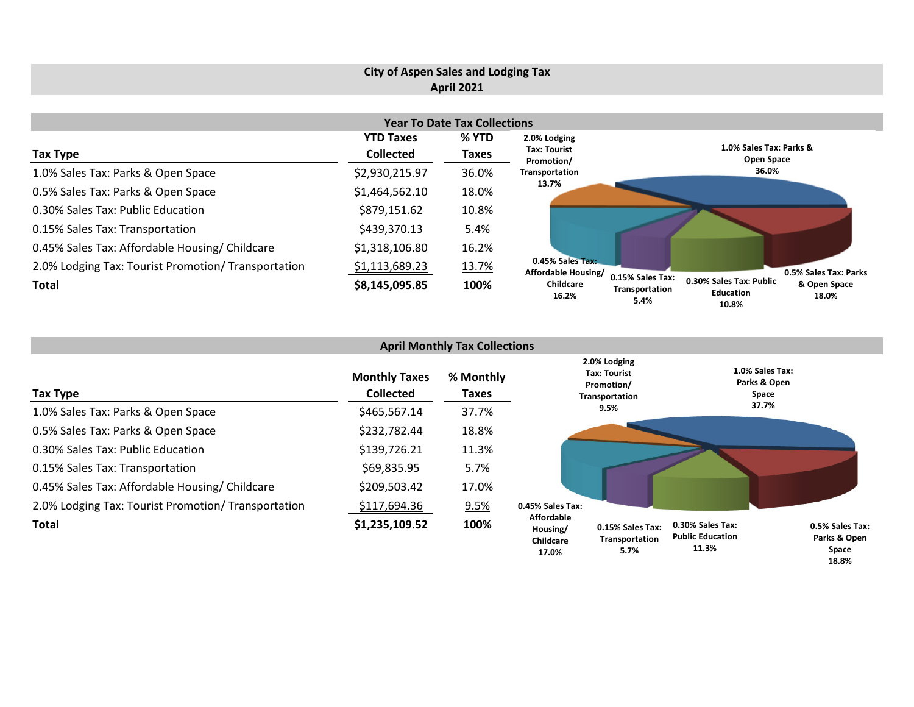# City of Aspen Sales and Lodging Tax
## April 2021

### Year To Date Tax Collections

| Tax Type | YTD Taxes Collected | % YTD Taxes |
|---|---|---|
| 1.0% Sales Tax: Parks & Open Space | $2,930,215.97 | 36.0% |
| 0.5% Sales Tax: Parks & Open Space | $1,464,562.10 | 18.0% |
| 0.30% Sales Tax: Public Education | $879,151.62 | 10.8% |
| 0.15% Sales Tax: Transportation | $439,370.13 | 5.4% |
| 0.45% Sales Tax: Affordable Housing/ Childcare | $1,318,106.80 | 16.2% |
| 2.0% Lodging Tax: Tourist Promotion/ Transportation | $1,113,689.23 | 13.7% |
| **Total** | **$8,145,095.85** | **100%** |

2.0% Lodging Tax: Tourist Promotion/ Transportation 13.7%
1.0% Sales Tax: Parks & Open Space 36.0%
0.45% Sales Tax: Affordable Housing/ Childcare 16.2%
0.15% Sales Tax: Transportation 5.4%
0.30% Sales Tax: Public Education 10.8%
0.5% Sales Tax: Parks & Open Space 18.0%

### April Monthly Tax Collections

| Tax Type | Monthly Taxes Collected | % Monthly Taxes |
|---|---|---|
| 1.0% Sales Tax: Parks & Open Space | $465,567.14 | 37.7% |
| 0.5% Sales Tax: Parks & Open Space | $232,782.44 | 18.8% |
| 0.30% Sales Tax: Public Education | $139,726.21 | 11.3% |
| 0.15% Sales Tax: Transportation | $69,835.95 | 5.7% |
| 0.45% Sales Tax: Affordable Housing/ Childcare | $209,503.42 | 17.0% |
| 2.0% Lodging Tax: Tourist Promotion/ Transportation | $117,694.36 | 9.5% |
| **Total** | **$1,235,109.52** | **100%** |

2.0% Lodging Tax: Tourist Promotion/ Transportation 9.5%
1.0% Sales Tax: Parks & Open Space 37.7%
0.45% Sales Tax: Affordable Housing/ Childcare 17.0%
0.15% Sales Tax: Transportation 5.7%
0.30% Sales Tax: Public Education 11.3%
0.5% Sales Tax: Parks & Open Space 18.8%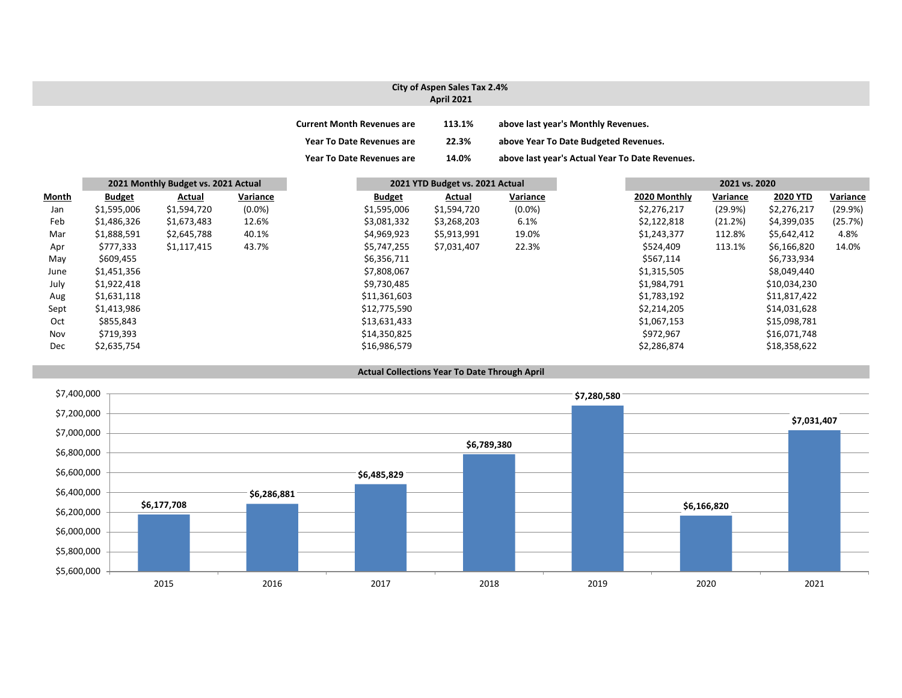## City of Aspen Sales Tax 2.4%
## April 2021

| | | |
|---|---|---|
| **Current Month Revenues are** | **113.1%** | **above last year's Monthly Revenues.** |
| **Year To Date Revenues are** | **22.3%** | **above Year To Date Budgeted Revenues.** |
| **Year To Date Revenues are** | **14.0%** | **above last year's Actual Year To Date Revenues.** |

| | 2021 Monthly Budget vs. 2021 Actual | | | 2021 YTD Budget vs. 2021 Actual | | | 2021 vs. 2020 | | | |
|---|---|---|---|---|---|---|---|---|---|---|
| **Month** | **Budget** | **Actual** | **Variance** | **Budget** | **Actual** | **Variance** | **2020 Monthly** | **Variance** | **2020 YTD** | **Variance** |
| Jan | $1,595,006 | $1,594,720 | (0.0%) | $1,595,006 | $1,594,720 | (0.0%) | $2,276,217 | (29.9%) | $2,276,217 | (29.9%) |
| Feb | $1,486,326 | $1,673,483 | 12.6% | $3,081,332 | $3,268,203 | 6.1% | $2,122,818 | (21.2%) | $4,399,035 | (25.7%) |
| Mar | $1,888,591 | $2,645,788 | 40.1% | $4,969,923 | $5,913,991 | 19.0% | $1,243,377 | 112.8% | $5,642,412 | 4.8% |
| Apr | $777,333 | $1,117,415 | 43.7% | $5,747,255 | $7,031,407 | 22.3% | $524,409 | 113.1% | $6,166,820 | 14.0% |
| May | $609,455 | | | $6,356,711 | | | $567,114 | | $6,733,934 | |
| June | $1,451,356 | | | $7,808,067 | | | $1,315,505 | | $8,049,440 | |
| July | $1,922,418 | | | $9,730,485 | | | $1,984,791 | | $10,034,230 | |
| Aug | $1,631,118 | | | $11,361,603 | | | $1,783,192 | | $11,817,422 | |
| Sept | $1,413,986 | | | $12,775,590 | | | $2,214,205 | | $14,031,628 | |
| Oct | $855,843 | | | $13,631,433 | | | $1,067,153 | | $15,098,781 | |
| Nov | $719,393 | | | $14,350,825 | | | $972,967 | | $16,071,748 | |
| Dec | $2,635,754 | | | $16,986,579 | | | $2,286,874 | | $18,358,622 | |

### Actual Collections Year To Date Through April

| Year | Collections |
|---|---|
| 2015 | $6,177,708 |
| 2016 | $6,286,881 |
| 2017 | $6,485,829 |
| 2018 | $6,789,380 |
| 2019 | $7,280,580 |
| 2020 | $6,166,820 |
| 2021 | $7,031,407 |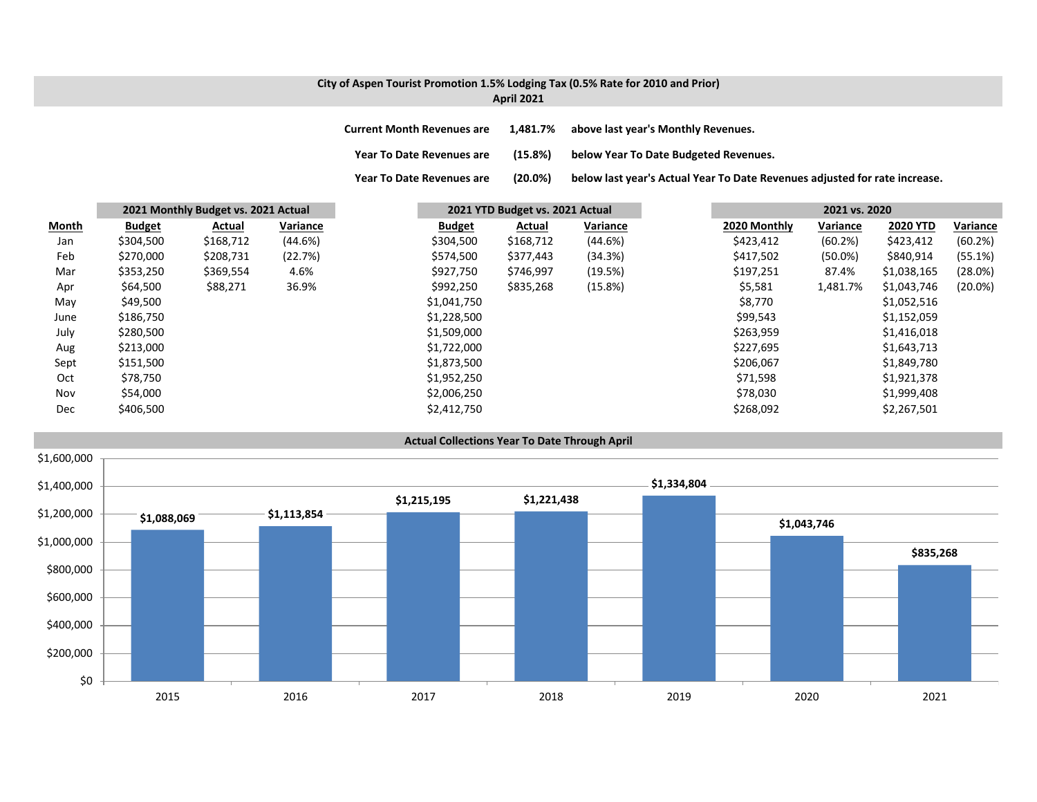## City of Aspen Tourist Promotion 1.5% Lodging Tax (0.5% Rate for 2010 and Prior)
### April 2021

**Current Month Revenues are 1,481.7% above last year's Monthly Revenues.**

**Year To Date Revenues are (15.8%) below Year To Date Budgeted Revenues.**

**Year To Date Revenues are (20.0%) below last year's Actual Year To Date Revenues adjusted for rate increase.**

| | 2021 Monthly Budget vs. 2021 Actual | | | 2021 YTD Budget vs. 2021 Actual | | | 2021 vs. 2020 | | | |
|---|---|---|---|---|---|---|---|---|---|---|
| **Month** | **Budget** | **Actual** | **Variance** | **Budget** | **Actual** | **Variance** | **2020 Monthly** | **Variance** | **2020 YTD** | **Variance** |
| Jan | $304,500 | $168,712 | (44.6%) | $304,500 | $168,712 | (44.6%) | $423,412 | (60.2%) | $423,412 | (60.2%) |
| Feb | $270,000 | $208,731 | (22.7%) | $574,500 | $377,443 | (34.3%) | $417,502 | (50.0%) | $840,914 | (55.1%) |
| Mar | $353,250 | $369,554 | 4.6% | $927,750 | $746,997 | (19.5%) | $197,251 | 87.4% | $1,038,165 | (28.0%) |
| Apr | $64,500 | $88,271 | 36.9% | $992,250 | $835,268 | (15.8%) | $5,581 | 1,481.7% | $1,043,746 | (20.0%) |
| May | $49,500 | | | $1,041,750 | | | $8,770 | | $1,052,516 | |
| June | $186,750 | | | $1,228,500 | | | $99,543 | | $1,152,059 | |
| July | $280,500 | | | $1,509,000 | | | $263,959 | | $1,416,018 | |
| Aug | $213,000 | | | $1,722,000 | | | $227,695 | | $1,643,713 | |
| Sept | $151,500 | | | $1,873,500 | | | $206,067 | | $1,849,780 | |
| Oct | $78,750 | | | $1,952,250 | | | $71,598 | | $1,921,378 | |
| Nov | $54,000 | | | $2,006,250 | | | $78,030 | | $1,999,408 | |
| Dec | $406,500 | | | $2,412,750 | | | $268,092 | | $2,267,501 | |

### Actual Collections Year To Date Through April

| Year | Collections |
|---|---|
| 2015 | $1,088,069 |
| 2016 | $1,113,854 |
| 2017 | $1,215,195 |
| 2018 | $1,221,438 |
| 2019 | $1,334,804 |
| 2020 | $1,043,746 |
| 2021 | $835,268 |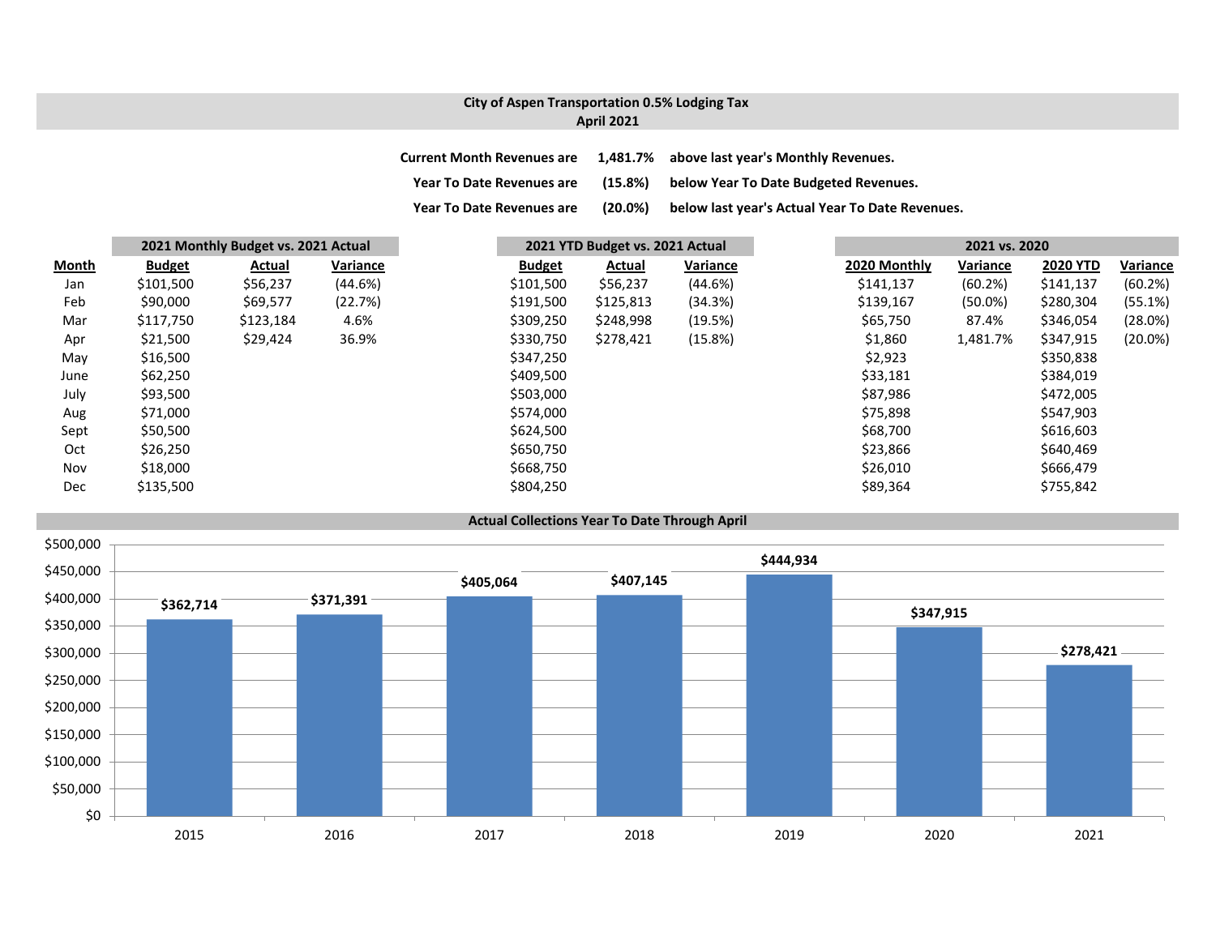## City of Aspen Transportation 0.5% Lodging Tax
### April 2021

**Current Month Revenues are 1,481.7% above last year's Monthly Revenues.**

**Year To Date Revenues are (15.8%) below Year To Date Budgeted Revenues.**

**Year To Date Revenues are (20.0%) below last year's Actual Year To Date Revenues.**

| | 2021 Monthly Budget vs. 2021 Actual | | | 2021 YTD Budget vs. 2021 Actual | | | 2021 vs. 2020 | | | |
|---|---|---|---|---|---|---|---|---|---|---|
| **Month** | **Budget** | **Actual** | **Variance** | **Budget** | **Actual** | **Variance** | **2020 Monthly** | **Variance** | **2020 YTD** | **Variance** |
| Jan | $101,500 | $56,237 | (44.6%) | $101,500 | $56,237 | (44.6%) | $141,137 | (60.2%) | $141,137 | (60.2%) |
| Feb | $90,000 | $69,577 | (22.7%) | $191,500 | $125,813 | (34.3%) | $139,167 | (50.0%) | $280,304 | (55.1%) |
| Mar | $117,750 | $123,184 | 4.6% | $309,250 | $248,998 | (19.5%) | $65,750 | 87.4% | $346,054 | (28.0%) |
| Apr | $21,500 | $29,424 | 36.9% | $330,750 | $278,421 | (15.8%) | $1,860 | 1,481.7% | $347,915 | (20.0%) |
| May | $16,500 | | | $347,250 | | | $2,923 | | $350,838 | |
| June | $62,250 | | | $409,500 | | | $33,181 | | $384,019 | |
| July | $93,500 | | | $503,000 | | | $87,986 | | $472,005 | |
| Aug | $71,000 | | | $574,000 | | | $75,898 | | $547,903 | |
| Sept | $50,500 | | | $624,500 | | | $68,700 | | $616,603 | |
| Oct | $26,250 | | | $650,750 | | | $23,866 | | $640,469 | |
| Nov | $18,000 | | | $668,750 | | | $26,010 | | $666,479 | |
| Dec | $135,500 | | | $804,250 | | | $89,364 | | $755,842 | |

### Actual Collections Year To Date Through April

| Year | Collections |
|---|---|
| 2015 | $362,714 |
| 2016 | $371,391 |
| 2017 | $405,064 |
| 2018 | $407,145 |
| 2019 | $444,934 |
| 2020 | $347,915 |
| 2021 | $278,421 |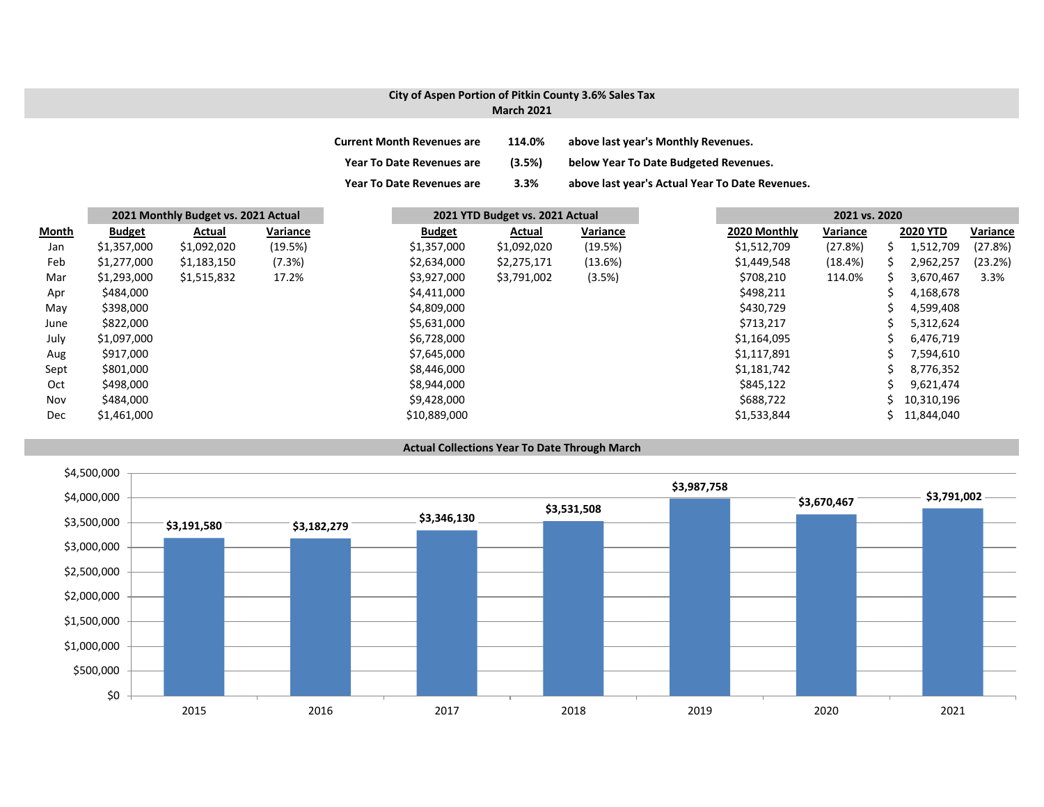## City of Aspen Portion of Pitkin County 3.6% Sales Tax
### March 2021

| | | |
|---|---|---|
| **Current Month Revenues are** | **114.0%** | **above last year's Monthly Revenues.** |
| **Year To Date Revenues are** | **(3.5%)** | **below Year To Date Budgeted Revenues.** |
| **Year To Date Revenues are** | **3.3%** | **above last year's Actual Year To Date Revenues.** |

| | 2021 Monthly Budget vs. 2021 Actual | | | 2021 YTD Budget vs. 2021 Actual | | | 2021 vs. 2020 | | | |
|---|---|---|---|---|---|---|---|---|---|---|
| **Month** | **Budget** | **Actual** | **Variance** | **Budget** | **Actual** | **Variance** | **2020 Monthly** | **Variance** | **2020 YTD** | **Variance** |
| Jan | $1,357,000 | $1,092,020 | (19.5%) | $1,357,000 | $1,092,020 | (19.5%) | $1,512,709 | (27.8%) | $ 1,512,709 | (27.8%) |
| Feb | $1,277,000 | $1,183,150 | (7.3%) | $2,634,000 | $2,275,171 | (13.6%) | $1,449,548 | (18.4%) | $ 2,962,257 | (23.2%) |
| Mar | $1,293,000 | $1,515,832 | 17.2% | $3,927,000 | $3,791,002 | (3.5%) | $708,210 | 114.0% | $ 3,670,467 | 3.3% |
| Apr | $484,000 | | | $4,411,000 | | | $498,211 | | $ 4,168,678 | |
| May | $398,000 | | | $4,809,000 | | | $430,729 | | $ 4,599,408 | |
| June | $822,000 | | | $5,631,000 | | | $713,217 | | $ 5,312,624 | |
| July | $1,097,000 | | | $6,728,000 | | | $1,164,095 | | $ 6,476,719 | |
| Aug | $917,000 | | | $7,645,000 | | | $1,117,891 | | $ 7,594,610 | |
| Sept | $801,000 | | | $8,446,000 | | | $1,181,742 | | $ 8,776,352 | |
| Oct | $498,000 | | | $8,944,000 | | | $845,122 | | $ 9,621,474 | |
| Nov | $484,000 | | | $9,428,000 | | | $688,722 | | $ 10,310,196 | |
| Dec | $1,461,000 | | | $10,889,000 | | | $1,533,844 | | $ 11,844,040 | |

### Actual Collections Year To Date Through March

| Year | Collections |
|---|---|
| 2015 | $3,191,580 |
| 2016 | $3,182,279 |
| 2017 | $3,346,130 |
| 2018 | $3,531,508 |
| 2019 | $3,987,758 |
| 2020 | $3,670,467 |
| 2021 | $3,791,002 |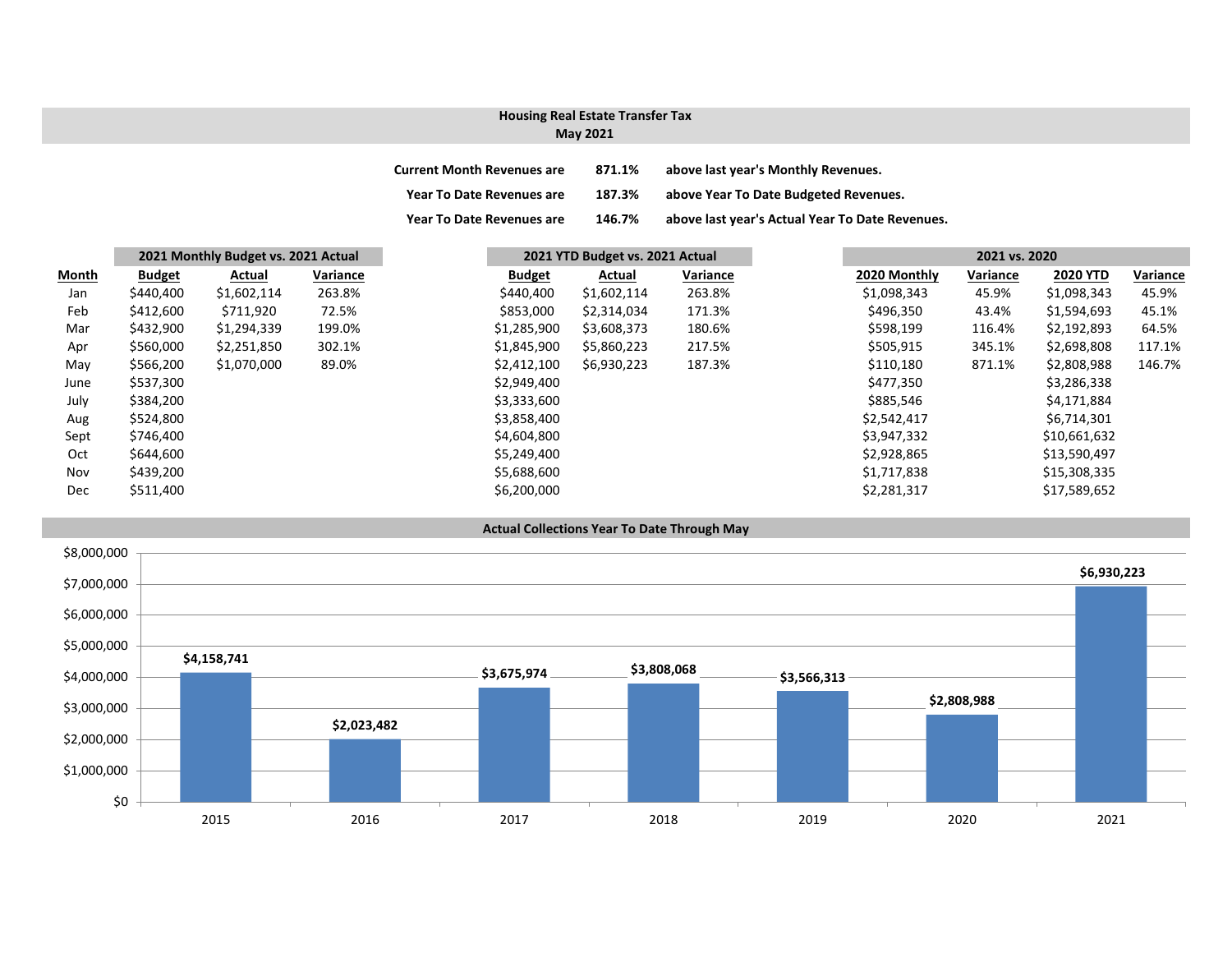## Housing Real Estate Transfer Tax
## May 2021

| | | |
|---|---|---|
| **Current Month Revenues are** | **871.1%** | **above last year's Monthly Revenues.** |
| **Year To Date Revenues are** | **187.3%** | **above Year To Date Budgeted Revenues.** |
| **Year To Date Revenues are** | **146.7%** | **above last year's Actual Year To Date Revenues.** |

| | 2021 Monthly Budget vs. 2021 Actual | | | 2021 YTD Budget vs. 2021 Actual | | | 2021 vs. 2020 | | | |
|---|---|---|---|---|---|---|---|---|---|---|
| **Month** | **Budget** | **Actual** | **Variance** | **Budget** | **Actual** | **Variance** | **2020 Monthly** | **Variance** | **2020 YTD** | **Variance** |
| Jan | $440,400 | $1,602,114 | 263.8% | $440,400 | $1,602,114 | 263.8% | $1,098,343 | 45.9% | $1,098,343 | 45.9% |
| Feb | $412,600 | $711,920 | 72.5% | $853,000 | $2,314,034 | 171.3% | $496,350 | 43.4% | $1,594,693 | 45.1% |
| Mar | $432,900 | $1,294,339 | 199.0% | $1,285,900 | $3,608,373 | 180.6% | $598,199 | 116.4% | $2,192,893 | 64.5% |
| Apr | $560,000 | $2,251,850 | 302.1% | $1,845,900 | $5,860,223 | 217.5% | $505,915 | 345.1% | $2,698,808 | 117.1% |
| May | $566,200 | $1,070,000 | 89.0% | $2,412,100 | $6,930,223 | 187.3% | $110,180 | 871.1% | $2,808,988 | 146.7% |
| June | $537,300 | | | $2,949,400 | | | $477,350 | | $3,286,338 | |
| July | $384,200 | | | $3,333,600 | | | $885,546 | | $4,171,884 | |
| Aug | $524,800 | | | $3,858,400 | | | $2,542,417 | | $6,714,301 | |
| Sept | $746,400 | | | $4,604,800 | | | $3,947,332 | | $10,661,632 | |
| Oct | $644,600 | | | $5,249,400 | | | $2,928,865 | | $13,590,497 | |
| Nov | $439,200 | | | $5,688,600 | | | $1,717,838 | | $15,308,335 | |
| Dec | $511,400 | | | $6,200,000 | | | $2,281,317 | | $17,589,652 | |

### Actual Collections Year To Date Through May

| Year | Collections |
|---|---|
| 2015 | $4,158,741 |
| 2016 | $2,023,482 |
| 2017 | $3,675,974 |
| 2018 | $3,808,068 |
| 2019 | $3,566,313 |
| 2020 | $2,808,988 |
| 2021 | $6,930,223 |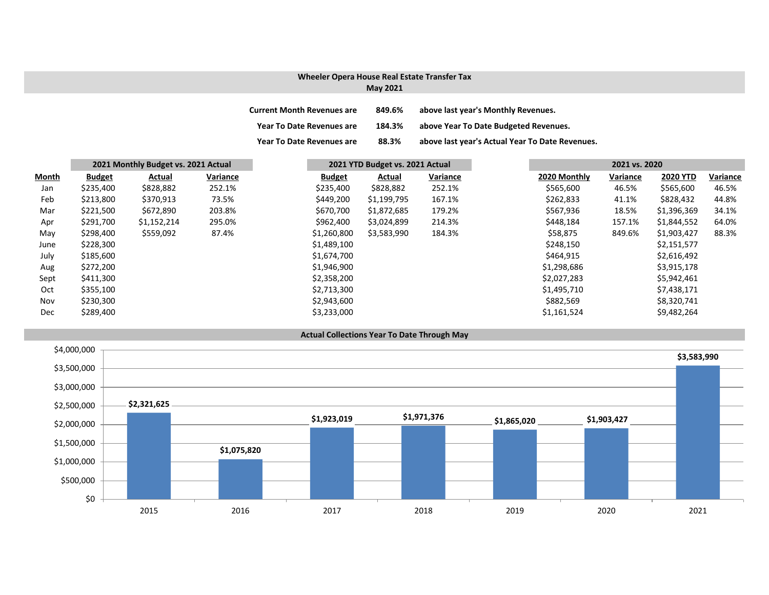## Wheeler Opera House Real Estate Transfer Tax
## May 2021

| | | |
|---|---|---|
| Current Month Revenues are | 849.6% | above last year's Monthly Revenues. |
| Year To Date Revenues are | 184.3% | above Year To Date Budgeted Revenues. |
| Year To Date Revenues are | 88.3% | above last year's Actual Year To Date Revenues. |

| | 2021 Monthly Budget vs. 2021 Actual | | | 2021 YTD Budget vs. 2021 Actual | | | 2021 vs. 2020 | | | |
|---|---|---|---|---|---|---|---|---|---|---|
| **Month** | **Budget** | **Actual** | **Variance** | **Budget** | **Actual** | **Variance** | **2020 Monthly** | **Variance** | **2020 YTD** | **Variance** |
| Jan | $235,400 | $828,882 | 252.1% | $235,400 | $828,882 | 252.1% | $565,600 | 46.5% | $565,600 | 46.5% |
| Feb | $213,800 | $370,913 | 73.5% | $449,200 | $1,199,795 | 167.1% | $262,833 | 41.1% | $828,432 | 44.8% |
| Mar | $221,500 | $672,890 | 203.8% | $670,700 | $1,872,685 | 179.2% | $567,936 | 18.5% | $1,396,369 | 34.1% |
| Apr | $291,700 | $1,152,214 | 295.0% | $962,400 | $3,024,899 | 214.3% | $448,184 | 157.1% | $1,844,552 | 64.0% |
| May | $298,400 | $559,092 | 87.4% | $1,260,800 | $3,583,990 | 184.3% | $58,875 | 849.6% | $1,903,427 | 88.3% |
| June | $228,300 | | | $1,489,100 | | | $248,150 | | $2,151,577 | |
| July | $185,600 | | | $1,674,700 | | | $464,915 | | $2,616,492 | |
| Aug | $272,200 | | | $1,946,900 | | | $1,298,686 | | $3,915,178 | |
| Sept | $411,300 | | | $2,358,200 | | | $2,027,283 | | $5,942,461 | |
| Oct | $355,100 | | | $2,713,300 | | | $1,495,710 | | $7,438,171 | |
| Nov | $230,300 | | | $2,943,600 | | | $882,569 | | $8,320,741 | |
| Dec | $289,400 | | | $3,233,000 | | | $1,161,524 | | $9,482,264 | |

### Actual Collections Year To Date Through May

$4,000,000
$3,500,000
$3,000,000
$2,500,000
$2,000,000
$1,500,000
$1,000,000
$500,000
$0

2015: $2,321,625
2016: $1,075,820
2017: $1,923,019
2018: $1,971,376
2019: $1,865,020
2020: $1,903,427
2021: $3,583,990